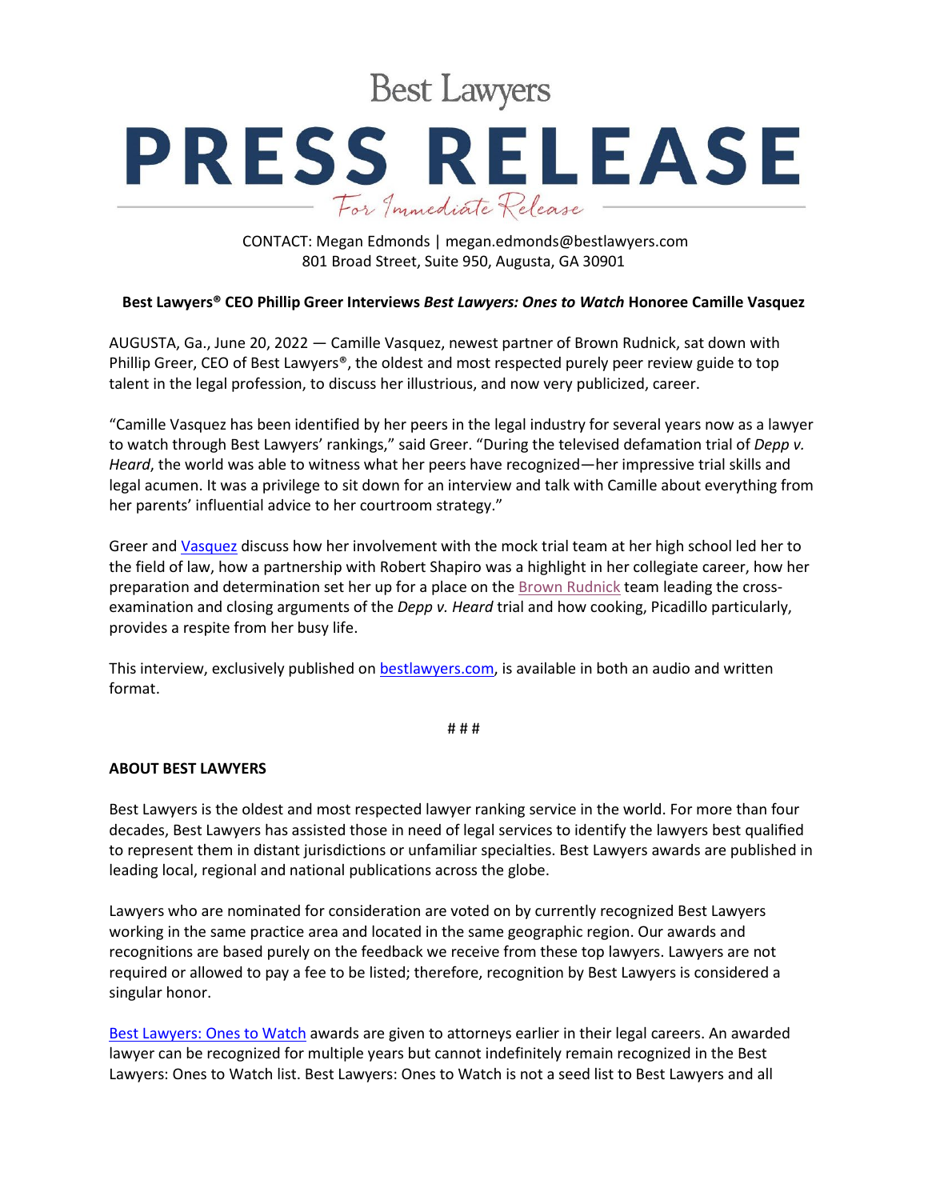Best Lawyers

# PRESS RELEASE

*For Immediate Release*

CONTACT: Megan Edmonds | megan.edmonds@bestlawyers.com
801 Broad Street, Suite 950, Augusta, GA 30901

**Best Lawyers® CEO Phillip Greer Interviews *Best Lawyers: Ones to Watch* Honoree Camille Vasquez**

AUGUSTA, Ga., June 20, 2022 — Camille Vasquez, newest partner of Brown Rudnick, sat down with Phillip Greer, CEO of Best Lawyers®, the oldest and most respected purely peer review guide to top talent in the legal profession, to discuss her illustrious, and now very publicized, career.

"Camille Vasquez has been identified by her peers in the legal industry for several years now as a lawyer to watch through Best Lawyers' rankings," said Greer. "During the televised defamation trial of *Depp v. Heard*, the world was able to witness what her peers have recognized—her impressive trial skills and legal acumen. It was a privilege to sit down for an interview and talk with Camille about everything from her parents' influential advice to her courtroom strategy."

Greer and Vasquez discuss how her involvement with the mock trial team at her high school led her to the field of law, how a partnership with Robert Shapiro was a highlight in her collegiate career, how her preparation and determination set her up for a place on the Brown Rudnick team leading the cross-examination and closing arguments of the *Depp v. Heard* trial and how cooking, Picadillo particularly, provides a respite from her busy life.

This interview, exclusively published on bestlawyers.com, is available in both an audio and written format.

# # #

**ABOUT BEST LAWYERS**

Best Lawyers is the oldest and most respected lawyer ranking service in the world. For more than four decades, Best Lawyers has assisted those in need of legal services to identify the lawyers best qualified to represent them in distant jurisdictions or unfamiliar specialties. Best Lawyers awards are published in leading local, regional and national publications across the globe.

Lawyers who are nominated for consideration are voted on by currently recognized Best Lawyers working in the same practice area and located in the same geographic region. Our awards and recognitions are based purely on the feedback we receive from these top lawyers. Lawyers are not required or allowed to pay a fee to be listed; therefore, recognition by Best Lawyers is considered a singular honor.

Best Lawyers: Ones to Watch awards are given to attorneys earlier in their legal careers. An awarded lawyer can be recognized for multiple years but cannot indefinitely remain recognized in the Best Lawyers: Ones to Watch list. Best Lawyers: Ones to Watch is not a seed list to Best Lawyers and all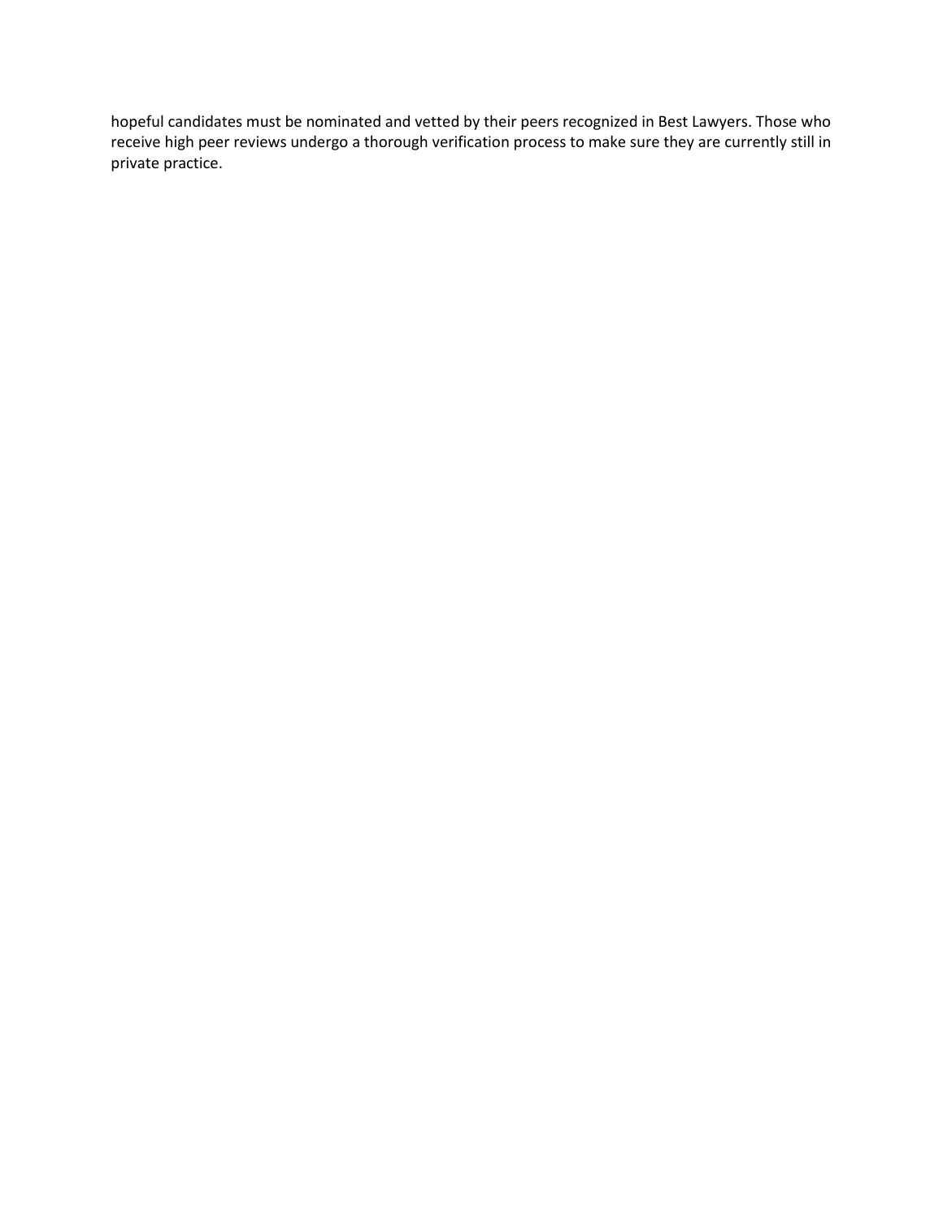hopeful candidates must be nominated and vetted by their peers recognized in Best Lawyers. Those who receive high peer reviews undergo a thorough verification process to make sure they are currently still in private practice.